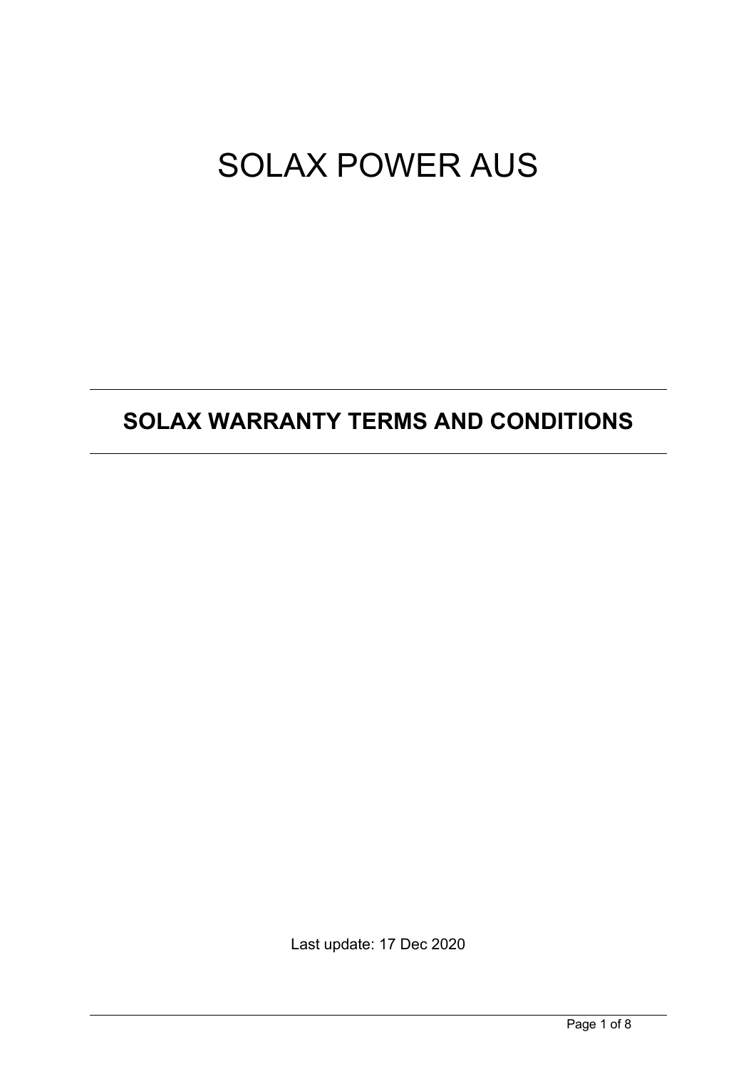# SOLAX POWER AUS

## SOLAX WARRANTY TERMS AND CONDITIONS

Last update: 17 Dec 2020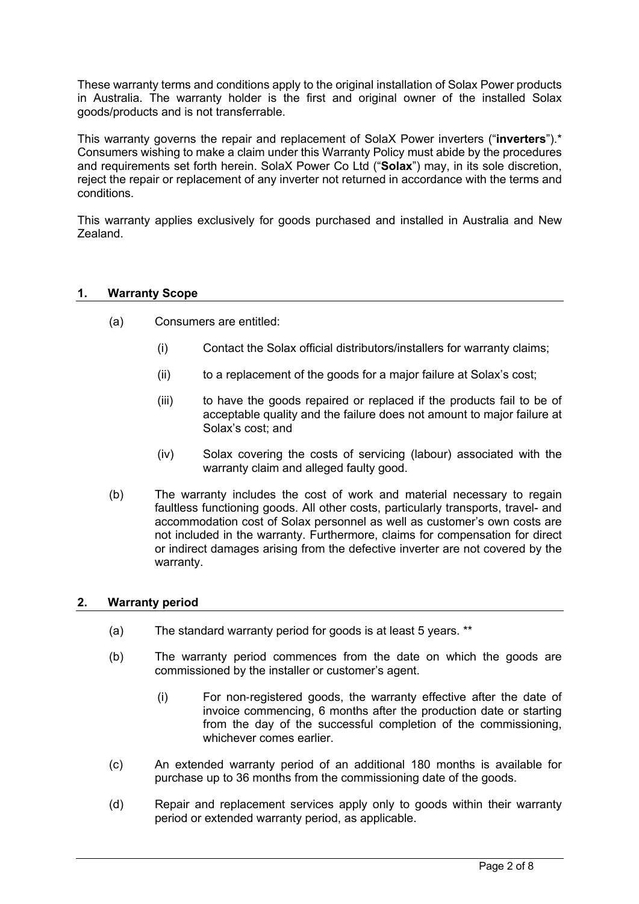These warranty terms and conditions apply to the original installation of Solax Power products in Australia. The warranty holder is the first and original owner of the installed Solax goods/products and is not transferrable.

This warranty governs the repair and replacement of SolaX Power inverters ("**inverters**").* Consumers wishing to make a claim under this Warranty Policy must abide by the procedures and requirements set forth herein. SolaX Power Co Ltd ("**Solax**") may, in its sole discretion, reject the repair or replacement of any inverter not returned in accordance with the terms and conditions.

This warranty applies exclusively for goods purchased and installed in Australia and New Zealand.

## 1. Warranty Scope

(a) Consumers are entitled:

- (i) Contact the Solax official distributors/installers for warranty claims;
- (ii) to a replacement of the goods for a major failure at Solax's cost;
- (iii) to have the goods repaired or replaced if the products fail to be of acceptable quality and the failure does not amount to major failure at Solax's cost; and
- (iv) Solax covering the costs of servicing (labour) associated with the warranty claim and alleged faulty good.

(b) The warranty includes the cost of work and material necessary to regain faultless functioning goods. All other costs, particularly transports, travel- and accommodation cost of Solax personnel as well as customer's own costs are not included in the warranty. Furthermore, claims for compensation for direct or indirect damages arising from the defective inverter are not covered by the warranty.

## 2. Warranty period

(a) The standard warranty period for goods is at least 5 years. **

(b) The warranty period commences from the date on which the goods are commissioned by the installer or customer's agent.

- (i) For non-registered goods, the warranty effective after the date of invoice commencing, 6 months after the production date or starting from the day of the successful completion of the commissioning, whichever comes earlier.

(c) An extended warranty period of an additional 180 months is available for purchase up to 36 months from the commissioning date of the goods.

(d) Repair and replacement services apply only to goods within their warranty period or extended warranty period, as applicable.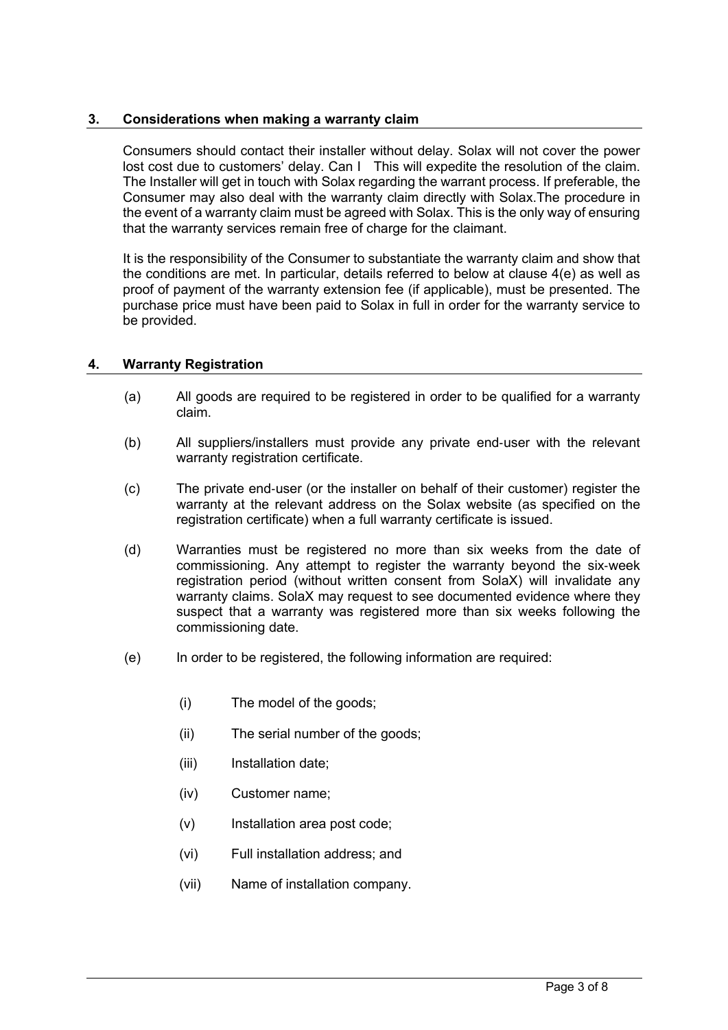## 3. Considerations when making a warranty claim

Consumers should contact their installer without delay. Solax will not cover the power lost cost due to customers' delay. Can I This will expedite the resolution of the claim. The Installer will get in touch with Solax regarding the warrant process. If preferable, the Consumer may also deal with the warranty claim directly with Solax.The procedure in the event of a warranty claim must be agreed with Solax. This is the only way of ensuring that the warranty services remain free of charge for the claimant.

It is the responsibility of the Consumer to substantiate the warranty claim and show that the conditions are met. In particular, details referred to below at clause 4(e) as well as proof of payment of the warranty extension fee (if applicable), must be presented. The purchase price must have been paid to Solax in full in order for the warranty service to be provided.

## 4. Warranty Registration

(a) All goods are required to be registered in order to be qualified for a warranty claim.

(b) All suppliers/installers must provide any private end-user with the relevant warranty registration certificate.

(c) The private end-user (or the installer on behalf of their customer) register the warranty at the relevant address on the Solax website (as specified on the registration certificate) when a full warranty certificate is issued.

(d) Warranties must be registered no more than six weeks from the date of commissioning. Any attempt to register the warranty beyond the six-week registration period (without written consent from SolaX) will invalidate any warranty claims. SolaX may request to see documented evidence where they suspect that a warranty was registered more than six weeks following the commissioning date.

(e) In order to be registered, the following information are required:

- (i) The model of the goods;
- (ii) The serial number of the goods;
- (iii) Installation date;
- (iv) Customer name;
- (v) Installation area post code;
- (vi) Full installation address; and
- (vii) Name of installation company.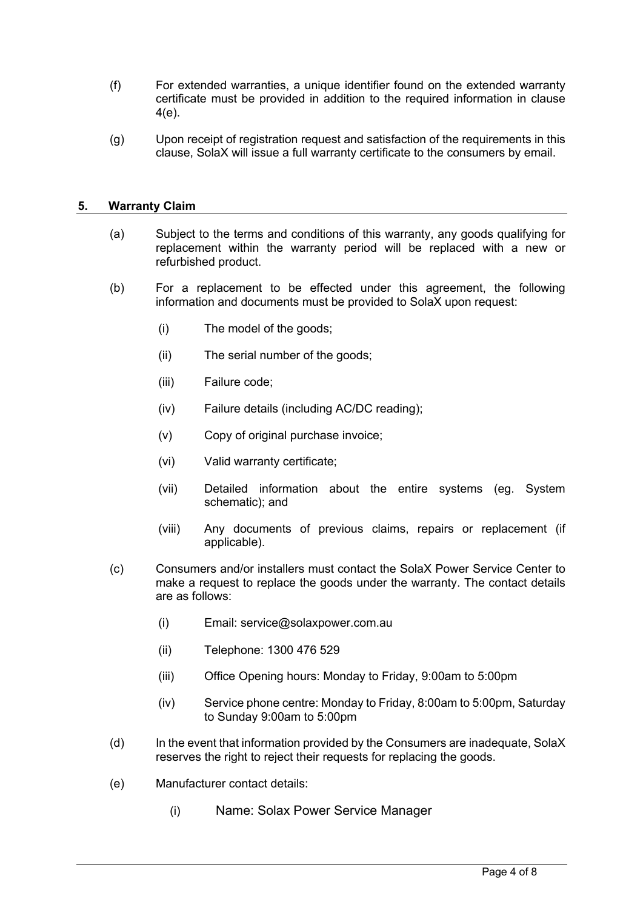(f) For extended warranties, a unique identifier found on the extended warranty certificate must be provided in addition to the required information in clause 4(e).

(g) Upon receipt of registration request and satisfaction of the requirements in this clause, SolaX will issue a full warranty certificate to the consumers by email.

## 5. Warranty Claim

(a) Subject to the terms and conditions of this warranty, any goods qualifying for replacement within the warranty period will be replaced with a new or refurbished product.

(b) For a replacement to be effected under this agreement, the following information and documents must be provided to SolaX upon request:

(i) The model of the goods;

(ii) The serial number of the goods;

(iii) Failure code;

(iv) Failure details (including AC/DC reading);

(v) Copy of original purchase invoice;

(vi) Valid warranty certificate;

(vii) Detailed information about the entire systems (eg. System schematic); and

(viii) Any documents of previous claims, repairs or replacement (if applicable).

(c) Consumers and/or installers must contact the SolaX Power Service Center to make a request to replace the goods under the warranty. The contact details are as follows:

(i) Email: service@solaxpower.com.au

(ii) Telephone: 1300 476 529

(iii) Office Opening hours: Monday to Friday, 9:00am to 5:00pm

(iv) Service phone centre: Monday to Friday, 8:00am to 5:00pm, Saturday to Sunday 9:00am to 5:00pm

(d) In the event that information provided by the Consumers are inadequate, SolaX reserves the right to reject their requests for replacing the goods.

(e) Manufacturer contact details:

(i) Name: Solax Power Service Manager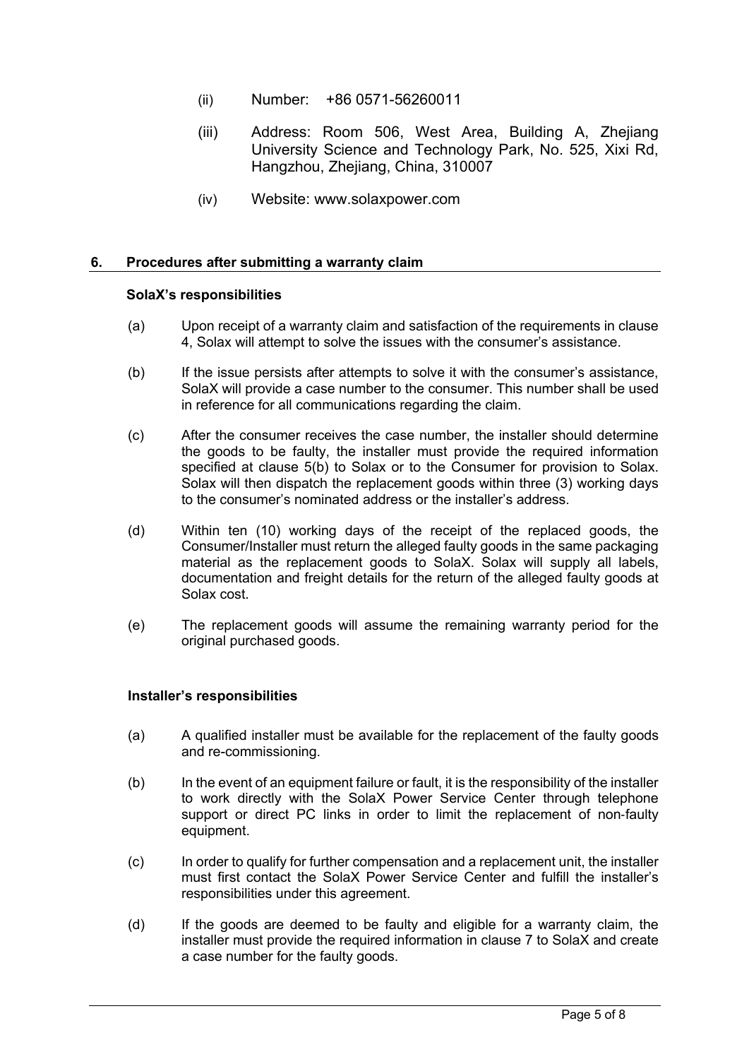(ii) Number: +86 0571-56260011

(iii) Address: Room 506, West Area, Building A, Zhejiang University Science and Technology Park, No. 525, Xixi Rd, Hangzhou, Zhejiang, China, 310007

(iv) Website: www.solaxpower.com

## 6. Procedures after submitting a warranty claim

**SolaX's responsibilities**

(a) Upon receipt of a warranty claim and satisfaction of the requirements in clause 4, Solax will attempt to solve the issues with the consumer's assistance.

(b) If the issue persists after attempts to solve it with the consumer's assistance, SolaX will provide a case number to the consumer. This number shall be used in reference for all communications regarding the claim.

(c) After the consumer receives the case number, the installer should determine the goods to be faulty, the installer must provide the required information specified at clause 5(b) to Solax or to the Consumer for provision to Solax. Solax will then dispatch the replacement goods within three (3) working days to the consumer's nominated address or the installer's address.

(d) Within ten (10) working days of the receipt of the replaced goods, the Consumer/Installer must return the alleged faulty goods in the same packaging material as the replacement goods to SolaX. Solax will supply all labels, documentation and freight details for the return of the alleged faulty goods at Solax cost.

(e) The replacement goods will assume the remaining warranty period for the original purchased goods.

**Installer's responsibilities**

(a) A qualified installer must be available for the replacement of the faulty goods and re-commissioning.

(b) In the event of an equipment failure or fault, it is the responsibility of the installer to work directly with the SolaX Power Service Center through telephone support or direct PC links in order to limit the replacement of non-faulty equipment.

(c) In order to qualify for further compensation and a replacement unit, the installer must first contact the SolaX Power Service Center and fulfill the installer's responsibilities under this agreement.

(d) If the goods are deemed to be faulty and eligible for a warranty claim, the installer must provide the required information in clause 7 to SolaX and create a case number for the faulty goods.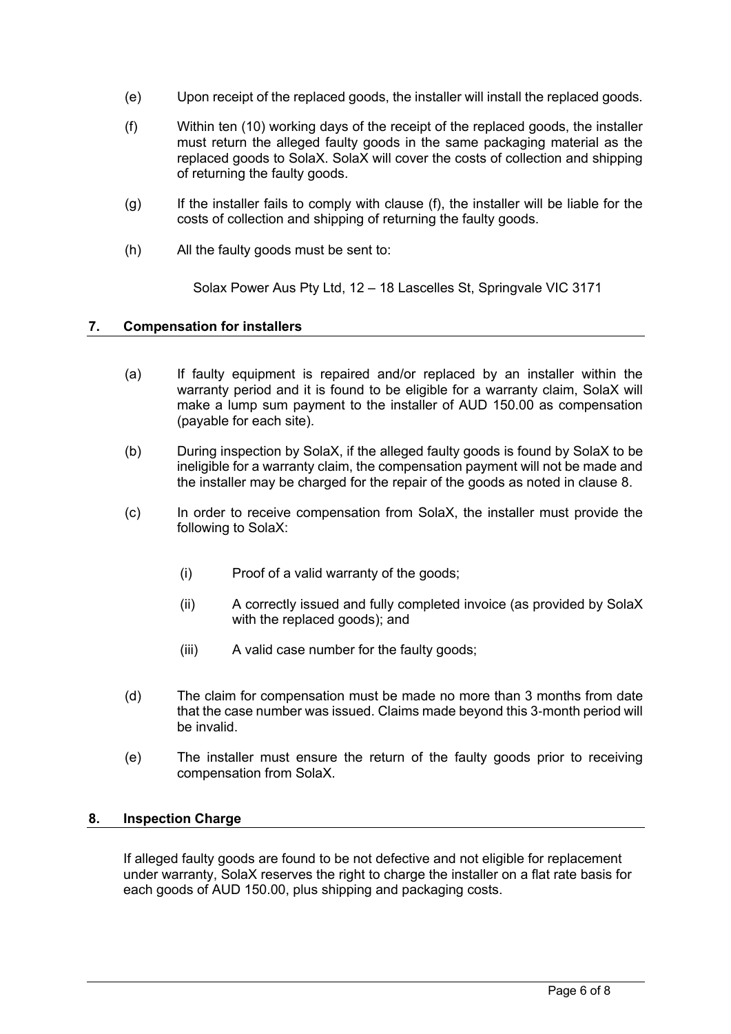(e) Upon receipt of the replaced goods, the installer will install the replaced goods.

(f) Within ten (10) working days of the receipt of the replaced goods, the installer must return the alleged faulty goods in the same packaging material as the replaced goods to SolaX. SolaX will cover the costs of collection and shipping of returning the faulty goods.

(g) If the installer fails to comply with clause (f), the installer will be liable for the costs of collection and shipping of returning the faulty goods.

(h) All the faulty goods must be sent to:

Solax Power Aus Pty Ltd, 12 – 18 Lascelles St, Springvale VIC 3171

## 7. Compensation for installers

(a) If faulty equipment is repaired and/or replaced by an installer within the warranty period and it is found to be eligible for a warranty claim, SolaX will make a lump sum payment to the installer of AUD 150.00 as compensation (payable for each site).

(b) During inspection by SolaX, if the alleged faulty goods is found by SolaX to be ineligible for a warranty claim, the compensation payment will not be made and the installer may be charged for the repair of the goods as noted in clause 8.

(c) In order to receive compensation from SolaX, the installer must provide the following to SolaX:

(i) Proof of a valid warranty of the goods;

(ii) A correctly issued and fully completed invoice (as provided by SolaX with the replaced goods); and

(iii) A valid case number for the faulty goods;

(d) The claim for compensation must be made no more than 3 months from date that the case number was issued. Claims made beyond this 3-month period will be invalid.

(e) The installer must ensure the return of the faulty goods prior to receiving compensation from SolaX.

## 8. Inspection Charge

If alleged faulty goods are found to be not defective and not eligible for replacement under warranty, SolaX reserves the right to charge the installer on a flat rate basis for each goods of AUD 150.00, plus shipping and packaging costs.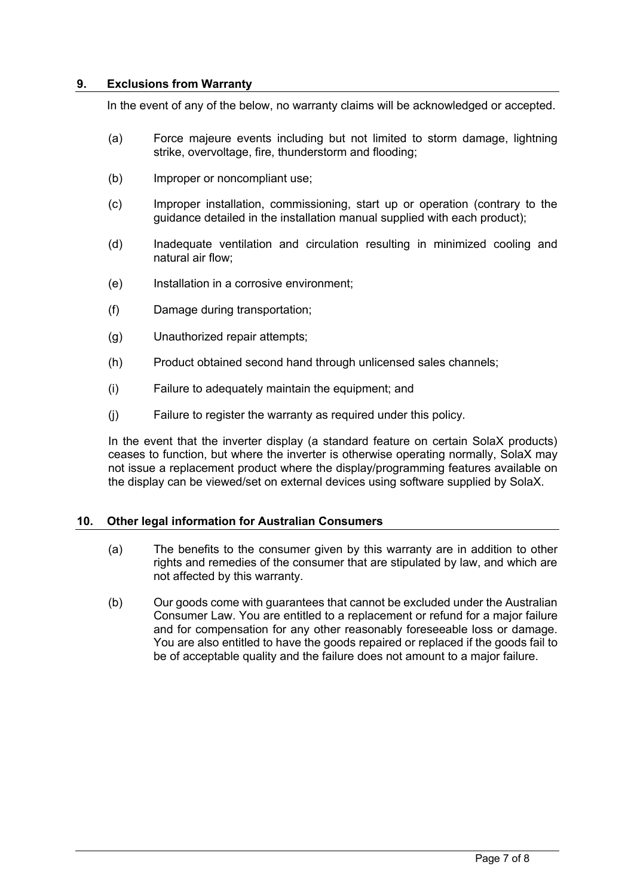## 9. Exclusions from Warranty

In the event of any of the below, no warranty claims will be acknowledged or accepted.

(a) Force majeure events including but not limited to storm damage, lightning strike, overvoltage, fire, thunderstorm and flooding;

(b) Improper or noncompliant use;

(c) Improper installation, commissioning, start up or operation (contrary to the guidance detailed in the installation manual supplied with each product);

(d) Inadequate ventilation and circulation resulting in minimized cooling and natural air flow;

(e) Installation in a corrosive environment;

(f) Damage during transportation;

(g) Unauthorized repair attempts;

(h) Product obtained second hand through unlicensed sales channels;

(i) Failure to adequately maintain the equipment; and

(j) Failure to register the warranty as required under this policy.

In the event that the inverter display (a standard feature on certain SolaX products) ceases to function, but where the inverter is otherwise operating normally, SolaX may not issue a replacement product where the display/programming features available on the display can be viewed/set on external devices using software supplied by SolaX.

## 10. Other legal information for Australian Consumers

(a) The benefits to the consumer given by this warranty are in addition to other rights and remedies of the consumer that are stipulated by law, and which are not affected by this warranty.

(b) Our goods come with guarantees that cannot be excluded under the Australian Consumer Law. You are entitled to a replacement or refund for a major failure and for compensation for any other reasonably foreseeable loss or damage. You are also entitled to have the goods repaired or replaced if the goods fail to be of acceptable quality and the failure does not amount to a major failure.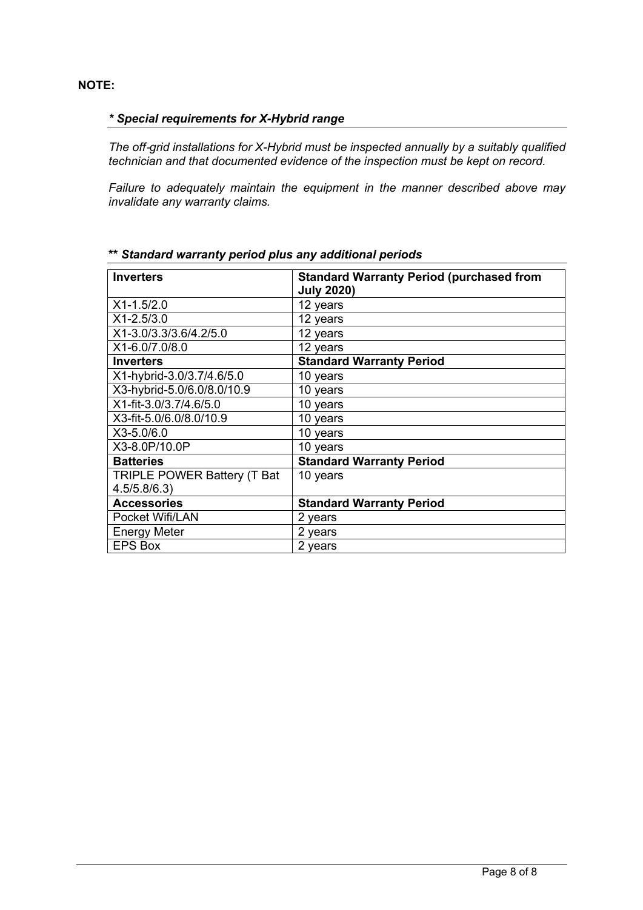**NOTE:**

***\* Special requirements for X-Hybrid range***

*The off-grid installations for X-Hybrid must be inspected annually by a suitably qualified technician and that documented evidence of the inspection must be kept on record.*

*Failure to adequately maintain the equipment in the manner described above may invalidate any warranty claims.*

***\*\* Standard warranty period plus any additional periods***

| **Inverters** | **Standard Warranty Period (purchased from July 2020)** |
|---|---|
| X1-1.5/2.0 | 12 years |
| X1-2.5/3.0 | 12 years |
| X1-3.0/3.3/3.6/4.2/5.0 | 12 years |
| X1-6.0/7.0/8.0 | 12 years |
| **Inverters** | **Standard Warranty Period** |
| X1-hybrid-3.0/3.7/4.6/5.0 | 10 years |
| X3-hybrid-5.0/6.0/8.0/10.9 | 10 years |
| X1-fit-3.0/3.7/4.6/5.0 | 10 years |
| X3-fit-5.0/6.0/8.0/10.9 | 10 years |
| X3-5.0/6.0 | 10 years |
| X3-8.0P/10.0P | 10 years |
| **Batteries** | **Standard Warranty Period** |
| TRIPLE POWER Battery (T Bat 4.5/5.8/6.3) | 10 years |
| **Accessories** | **Standard Warranty Period** |
| Pocket Wifi/LAN | 2 years |
| Energy Meter | 2 years |
| EPS Box | 2 years |